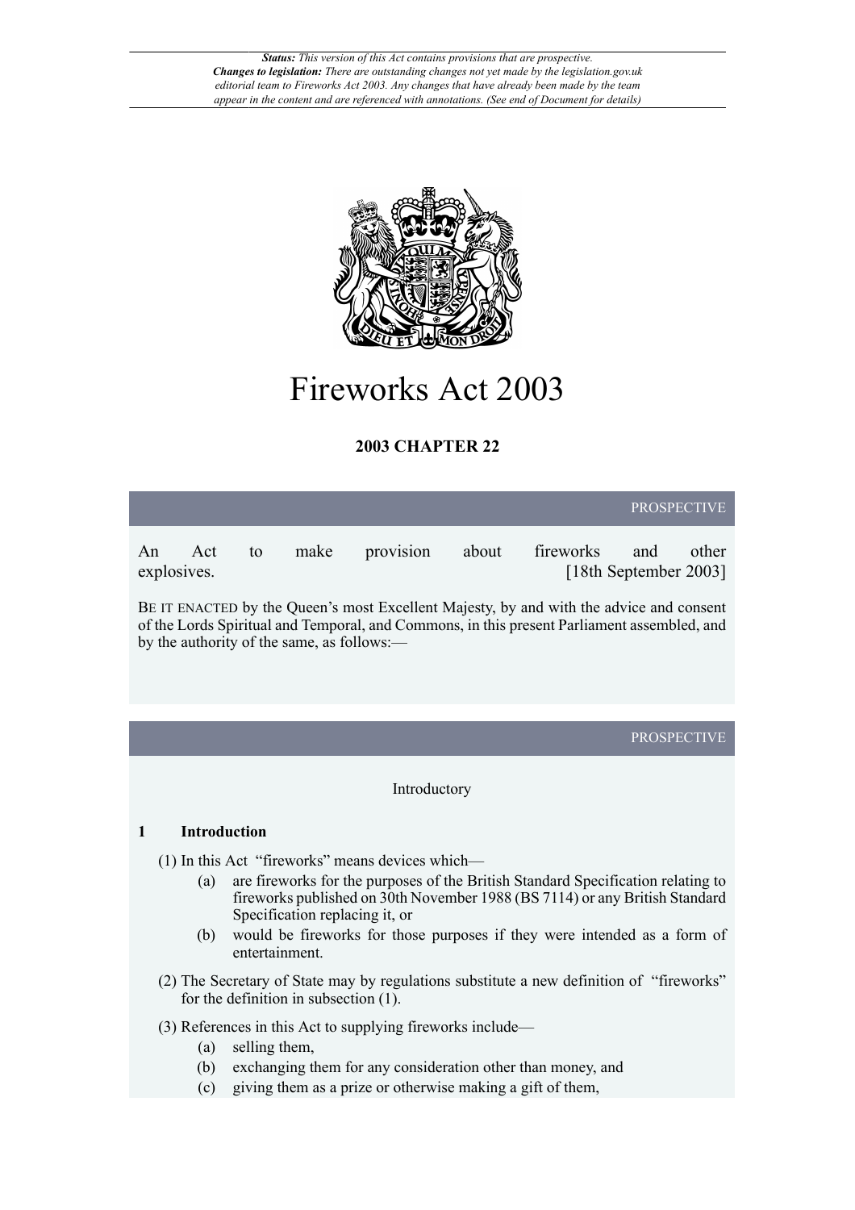# Fireworks Act 2003

**2003 CHAPTER 22**

PROSPECTIVE

An Act to make provision about fireworks and other explosives. [18th September 2003]

BE IT ENACTED by the Queen's most Excellent Majesty, by and with the advice and consent of the Lords Spiritual and Temporal, and Commons, in this present Parliament assembled, and by the authority of the same, as follows:—

PROSPECTIVE

Introductory

### 1 Introduction

(1) In this Act "fireworks" means devices which—

- (a) are fireworks for the purposes of the British Standard Specification relating to fireworks published on 30th November 1988 (BS 7114) or any British Standard Specification replacing it, or
- (b) would be fireworks for those purposes if they were intended as a form of entertainment.

(2) The Secretary of State may by regulations substitute a new definition of "fireworks" for the definition in subsection (1).

(3) References in this Act to supplying fireworks include—

- (a) selling them,
- (b) exchanging them for any consideration other than money, and
- (c) giving them as a prize or otherwise making a gift of them,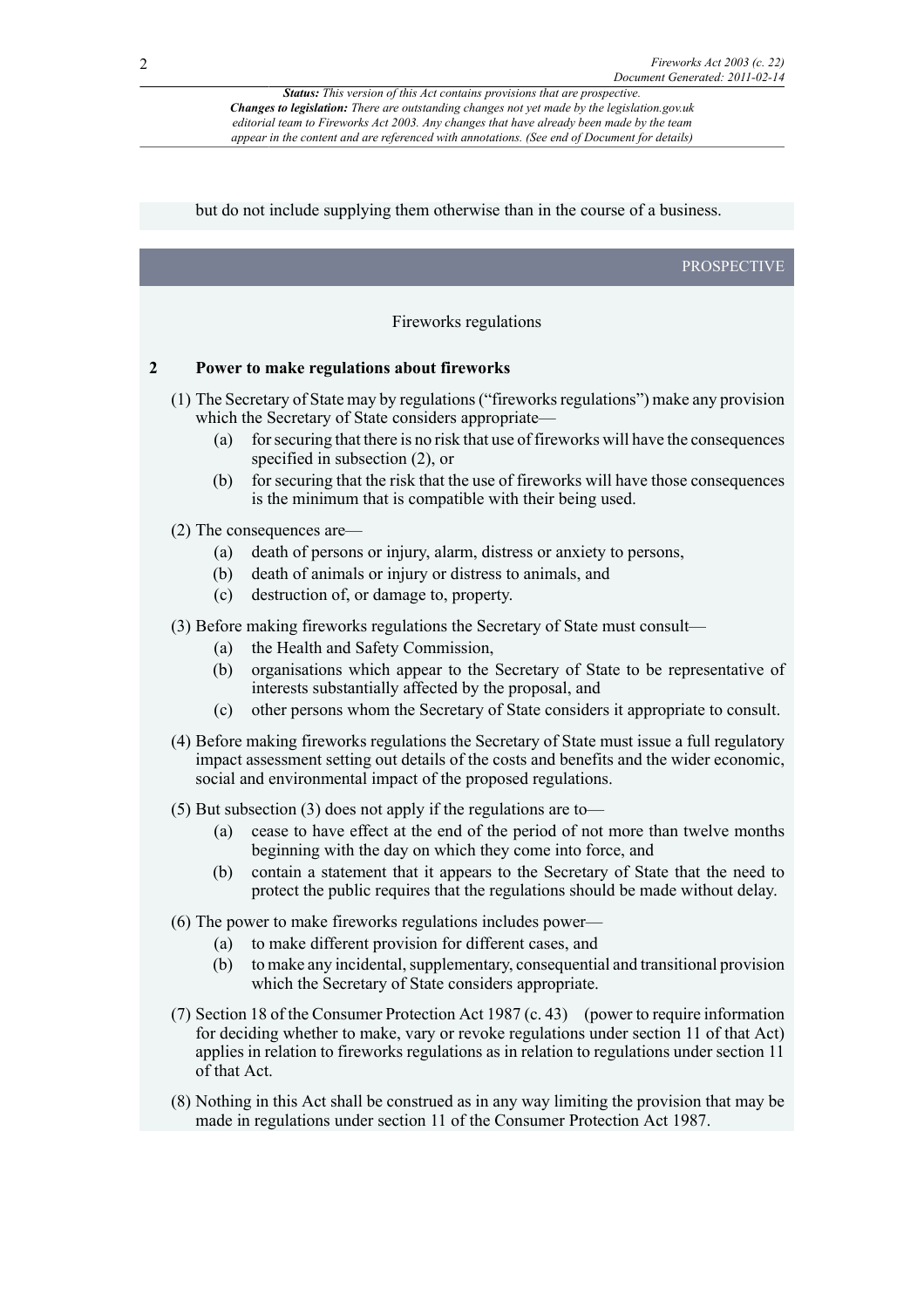but do not include supplying them otherwise than in the course of a business.

PROSPECTIVE

Fireworks regulations

## 2 Power to make regulations about fireworks

(1) The Secretary of State may by regulations ("fireworks regulations") make any provision which the Secretary of State considers appropriate—

- (a) for securing that there is no risk that use of fireworks will have the consequences specified in subsection (2), or
- (b) for securing that the risk that the use of fireworks will have those consequences is the minimum that is compatible with their being used.

(2) The consequences are—

- (a) death of persons or injury, alarm, distress or anxiety to persons,
- (b) death of animals or injury or distress to animals, and
- (c) destruction of, or damage to, property.

(3) Before making fireworks regulations the Secretary of State must consult—

- (a) the Health and Safety Commission,
- (b) organisations which appear to the Secretary of State to be representative of interests substantially affected by the proposal, and
- (c) other persons whom the Secretary of State considers it appropriate to consult.

(4) Before making fireworks regulations the Secretary of State must issue a full regulatory impact assessment setting out details of the costs and benefits and the wider economic, social and environmental impact of the proposed regulations.

(5) But subsection (3) does not apply if the regulations are to—

- (a) cease to have effect at the end of the period of not more than twelve months beginning with the day on which they come into force, and
- (b) contain a statement that it appears to the Secretary of State that the need to protect the public requires that the regulations should be made without delay.

(6) The power to make fireworks regulations includes power—

- (a) to make different provision for different cases, and
- (b) to make any incidental, supplementary, consequential and transitional provision which the Secretary of State considers appropriate.

(7) Section 18 of the Consumer Protection Act 1987 (c. 43) (power to require information for deciding whether to make, vary or revoke regulations under section 11 of that Act) applies in relation to fireworks regulations as in relation to regulations under section 11 of that Act.

(8) Nothing in this Act shall be construed as in any way limiting the provision that may be made in regulations under section 11 of the Consumer Protection Act 1987.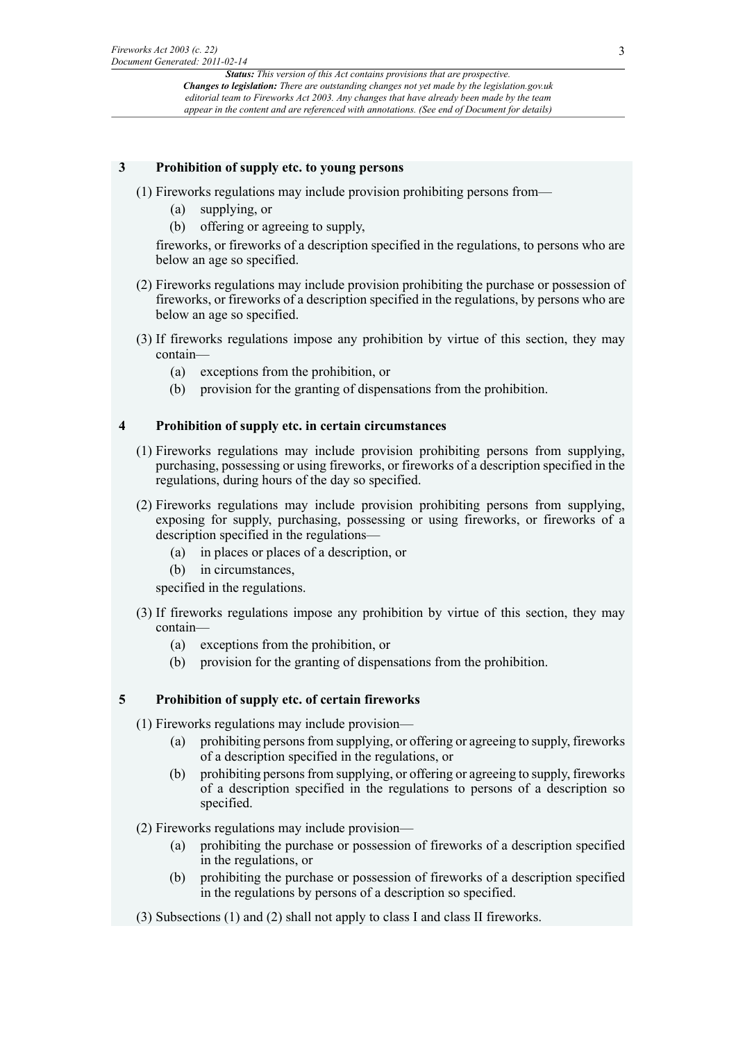### 3 Prohibition of supply etc. to young persons

(1) Fireworks regulations may include provision prohibiting persons from—

(a) supplying, or

(b) offering or agreeing to supply,

fireworks, or fireworks of a description specified in the regulations, to persons who are below an age so specified.

(2) Fireworks regulations may include provision prohibiting the purchase or possession of fireworks, or fireworks of a description specified in the regulations, by persons who are below an age so specified.

(3) If fireworks regulations impose any prohibition by virtue of this section, they may contain—

(a) exceptions from the prohibition, or

(b) provision for the granting of dispensations from the prohibition.

### 4 Prohibition of supply etc. in certain circumstances

(1) Fireworks regulations may include provision prohibiting persons from supplying, purchasing, possessing or using fireworks, or fireworks of a description specified in the regulations, during hours of the day so specified.

(2) Fireworks regulations may include provision prohibiting persons from supplying, exposing for supply, purchasing, possessing or using fireworks, or fireworks of a description specified in the regulations—

(a) in places or places of a description, or

(b) in circumstances,

specified in the regulations.

(3) If fireworks regulations impose any prohibition by virtue of this section, they may contain—

(a) exceptions from the prohibition, or

(b) provision for the granting of dispensations from the prohibition.

### 5 Prohibition of supply etc. of certain fireworks

(1) Fireworks regulations may include provision—

(a) prohibiting persons from supplying, or offering or agreeing to supply, fireworks of a description specified in the regulations, or

(b) prohibiting persons from supplying, or offering or agreeing to supply, fireworks of a description specified in the regulations to persons of a description so specified.

(2) Fireworks regulations may include provision—

(a) prohibiting the purchase or possession of fireworks of a description specified in the regulations, or

(b) prohibiting the purchase or possession of fireworks of a description specified in the regulations by persons of a description so specified.

(3) Subsections (1) and (2) shall not apply to class I and class II fireworks.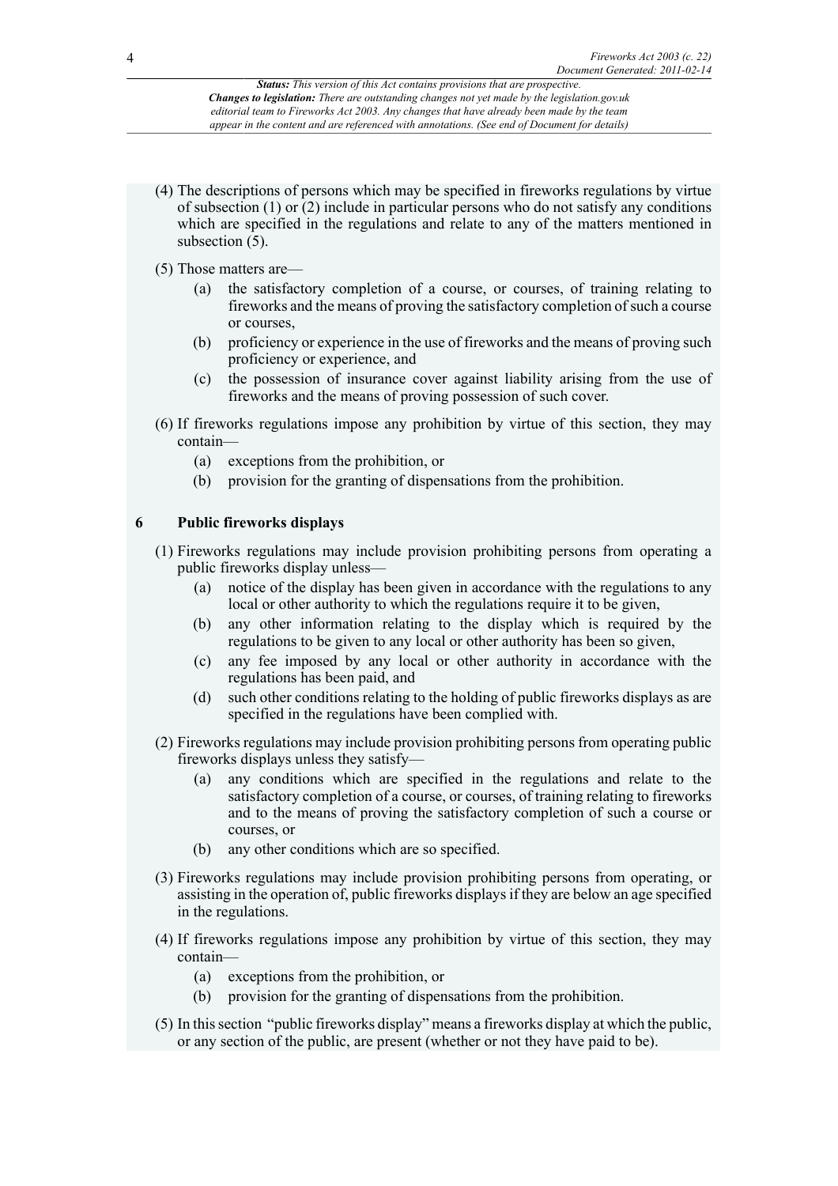(4) The descriptions of persons which may be specified in fireworks regulations by virtue of subsection (1) or (2) include in particular persons who do not satisfy any conditions which are specified in the regulations and relate to any of the matters mentioned in subsection (5).

(5) Those matters are—

- (a) the satisfactory completion of a course, or courses, of training relating to fireworks and the means of proving the satisfactory completion of such a course or courses,
- (b) proficiency or experience in the use of fireworks and the means of proving such proficiency or experience, and
- (c) the possession of insurance cover against liability arising from the use of fireworks and the means of proving possession of such cover.

(6) If fireworks regulations impose any prohibition by virtue of this section, they may contain—

- (a) exceptions from the prohibition, or
- (b) provision for the granting of dispensations from the prohibition.

## 6 Public fireworks displays

(1) Fireworks regulations may include provision prohibiting persons from operating a public fireworks display unless—

- (a) notice of the display has been given in accordance with the regulations to any local or other authority to which the regulations require it to be given,
- (b) any other information relating to the display which is required by the regulations to be given to any local or other authority has been so given,
- (c) any fee imposed by any local or other authority in accordance with the regulations has been paid, and
- (d) such other conditions relating to the holding of public fireworks displays as are specified in the regulations have been complied with.

(2) Fireworks regulations may include provision prohibiting persons from operating public fireworks displays unless they satisfy—

- (a) any conditions which are specified in the regulations and relate to the satisfactory completion of a course, or courses, of training relating to fireworks and to the means of proving the satisfactory completion of such a course or courses, or
- (b) any other conditions which are so specified.

(3) Fireworks regulations may include provision prohibiting persons from operating, or assisting in the operation of, public fireworks displays if they are below an age specified in the regulations.

(4) If fireworks regulations impose any prohibition by virtue of this section, they may contain—

- (a) exceptions from the prohibition, or
- (b) provision for the granting of dispensations from the prohibition.

(5) In this section "public fireworks display" means a fireworks display at which the public, or any section of the public, are present (whether or not they have paid to be).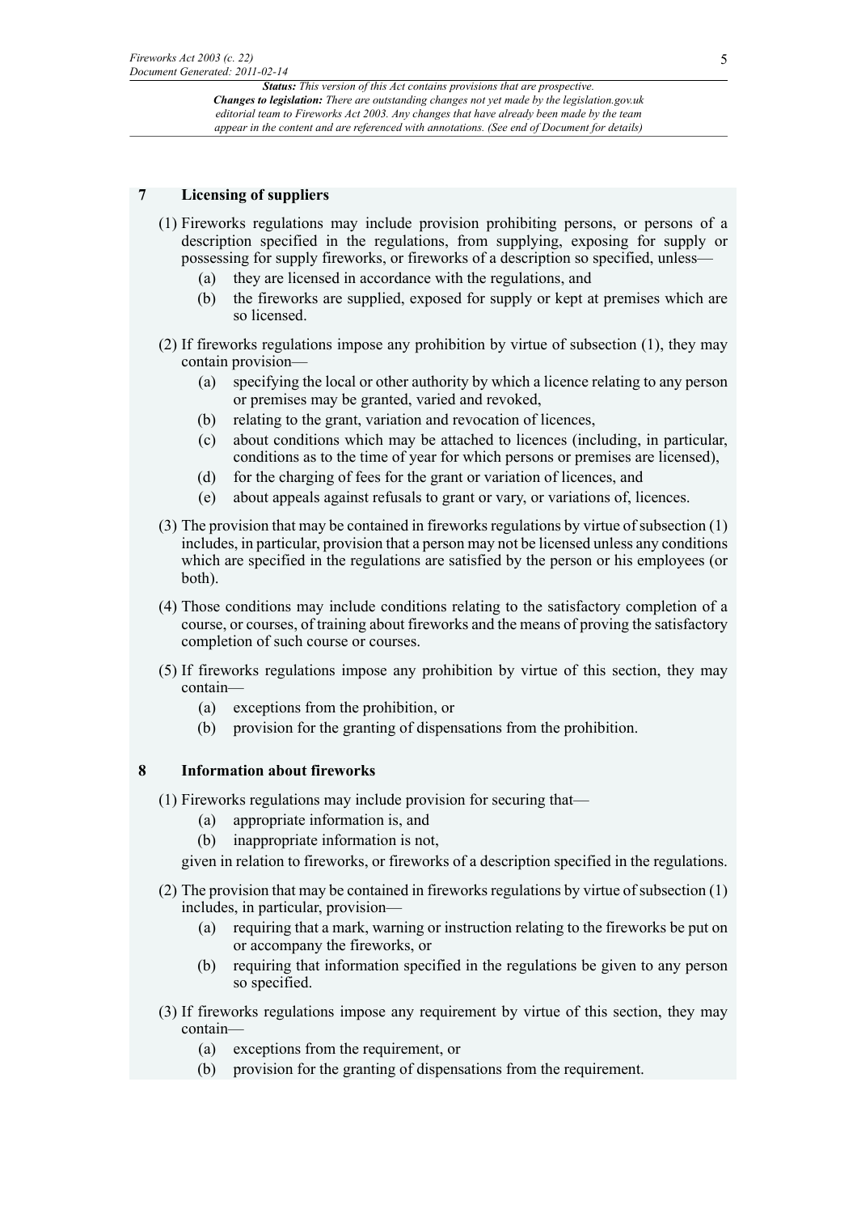## 7 Licensing of suppliers

(1) Fireworks regulations may include provision prohibiting persons, or persons of a description specified in the regulations, from supplying, exposing for supply or possessing for supply fireworks, or fireworks of a description so specified, unless—

- (a) they are licensed in accordance with the regulations, and
- (b) the fireworks are supplied, exposed for supply or kept at premises which are so licensed.

(2) If fireworks regulations impose any prohibition by virtue of subsection (1), they may contain provision—

- (a) specifying the local or other authority by which a licence relating to any person or premises may be granted, varied and revoked,
- (b) relating to the grant, variation and revocation of licences,
- (c) about conditions which may be attached to licences (including, in particular, conditions as to the time of year for which persons or premises are licensed),
- (d) for the charging of fees for the grant or variation of licences, and
- (e) about appeals against refusals to grant or vary, or variations of, licences.

(3) The provision that may be contained in fireworks regulations by virtue of subsection (1) includes, in particular, provision that a person may not be licensed unless any conditions which are specified in the regulations are satisfied by the person or his employees (or both).

(4) Those conditions may include conditions relating to the satisfactory completion of a course, or courses, of training about fireworks and the means of proving the satisfactory completion of such course or courses.

(5) If fireworks regulations impose any prohibition by virtue of this section, they may contain—

- (a) exceptions from the prohibition, or
- (b) provision for the granting of dispensations from the prohibition.

## 8 Information about fireworks

(1) Fireworks regulations may include provision for securing that—

- (a) appropriate information is, and
- (b) inappropriate information is not,

given in relation to fireworks, or fireworks of a description specified in the regulations.

(2) The provision that may be contained in fireworks regulations by virtue of subsection (1) includes, in particular, provision—

- (a) requiring that a mark, warning or instruction relating to the fireworks be put on or accompany the fireworks, or
- (b) requiring that information specified in the regulations be given to any person so specified.

(3) If fireworks regulations impose any requirement by virtue of this section, they may contain—

- (a) exceptions from the requirement, or
- (b) provision for the granting of dispensations from the requirement.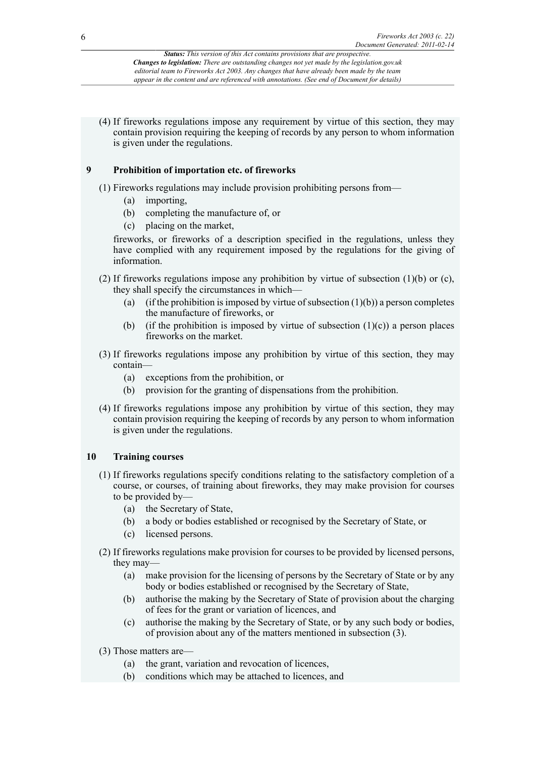(4) If fireworks regulations impose any requirement by virtue of this section, they may contain provision requiring the keeping of records by any person to whom information is given under the regulations.

## 9 Prohibition of importation etc. of fireworks

(1) Fireworks regulations may include provision prohibiting persons from—

- (a) importing,
- (b) completing the manufacture of, or
- (c) placing on the market,

fireworks, or fireworks of a description specified in the regulations, unless they have complied with any requirement imposed by the regulations for the giving of information.

(2) If fireworks regulations impose any prohibition by virtue of subsection (1)(b) or (c), they shall specify the circumstances in which—

- (a) (if the prohibition is imposed by virtue of subsection (1)(b)) a person completes the manufacture of fireworks, or
- (b) (if the prohibition is imposed by virtue of subsection (1)(c)) a person places fireworks on the market.

(3) If fireworks regulations impose any prohibition by virtue of this section, they may contain—

- (a) exceptions from the prohibition, or
- (b) provision for the granting of dispensations from the prohibition.

(4) If fireworks regulations impose any prohibition by virtue of this section, they may contain provision requiring the keeping of records by any person to whom information is given under the regulations.

## 10 Training courses

(1) If fireworks regulations specify conditions relating to the satisfactory completion of a course, or courses, of training about fireworks, they may make provision for courses to be provided by—

- (a) the Secretary of State,
- (b) a body or bodies established or recognised by the Secretary of State, or
- (c) licensed persons.

(2) If fireworks regulations make provision for courses to be provided by licensed persons, they may—

- (a) make provision for the licensing of persons by the Secretary of State or by any body or bodies established or recognised by the Secretary of State,
- (b) authorise the making by the Secretary of State of provision about the charging of fees for the grant or variation of licences, and
- (c) authorise the making by the Secretary of State, or by any such body or bodies, of provision about any of the matters mentioned in subsection (3).

(3) Those matters are—

- (a) the grant, variation and revocation of licences,
- (b) conditions which may be attached to licences, and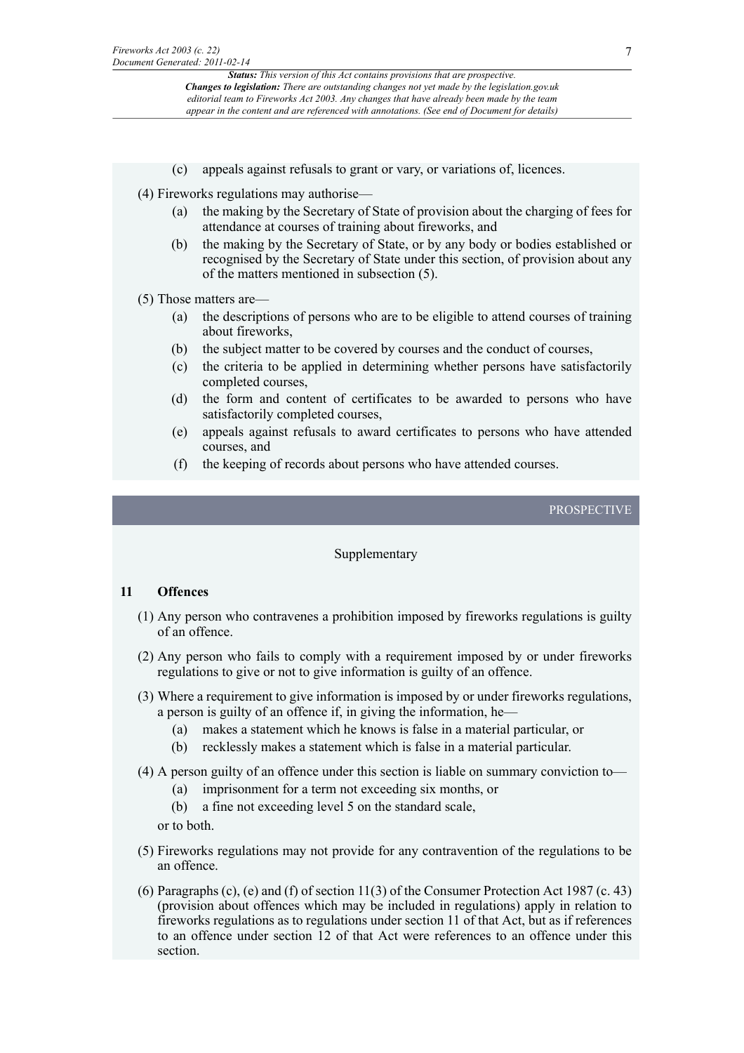(c) appeals against refusals to grant or vary, or variations of, licences.

(4) Fireworks regulations may authorise—

(a) the making by the Secretary of State of provision about the charging of fees for attendance at courses of training about fireworks, and

(b) the making by the Secretary of State, or by any body or bodies established or recognised by the Secretary of State under this section, of provision about any of the matters mentioned in subsection (5).

(5) Those matters are—

(a) the descriptions of persons who are to be eligible to attend courses of training about fireworks,

(b) the subject matter to be covered by courses and the conduct of courses,

(c) the criteria to be applied in determining whether persons have satisfactorily completed courses,

(d) the form and content of certificates to be awarded to persons who have satisfactorily completed courses,

(e) appeals against refusals to award certificates to persons who have attended courses, and

(f) the keeping of records about persons who have attended courses.

PROSPECTIVE

Supplementary

### 11 Offences

(1) Any person who contravenes a prohibition imposed by fireworks regulations is guilty of an offence.

(2) Any person who fails to comply with a requirement imposed by or under fireworks regulations to give or not to give information is guilty of an offence.

(3) Where a requirement to give information is imposed by or under fireworks regulations, a person is guilty of an offence if, in giving the information, he—

(a) makes a statement which he knows is false in a material particular, or

(b) recklessly makes a statement which is false in a material particular.

(4) A person guilty of an offence under this section is liable on summary conviction to—

(a) imprisonment for a term not exceeding six months, or

(b) a fine not exceeding level 5 on the standard scale,

or to both.

(5) Fireworks regulations may not provide for any contravention of the regulations to be an offence.

(6) Paragraphs (c), (e) and (f) of section 11(3) of the Consumer Protection Act 1987 (c. 43) (provision about offences which may be included in regulations) apply in relation to fireworks regulations as to regulations under section 11 of that Act, but as if references to an offence under section 12 of that Act were references to an offence under this section.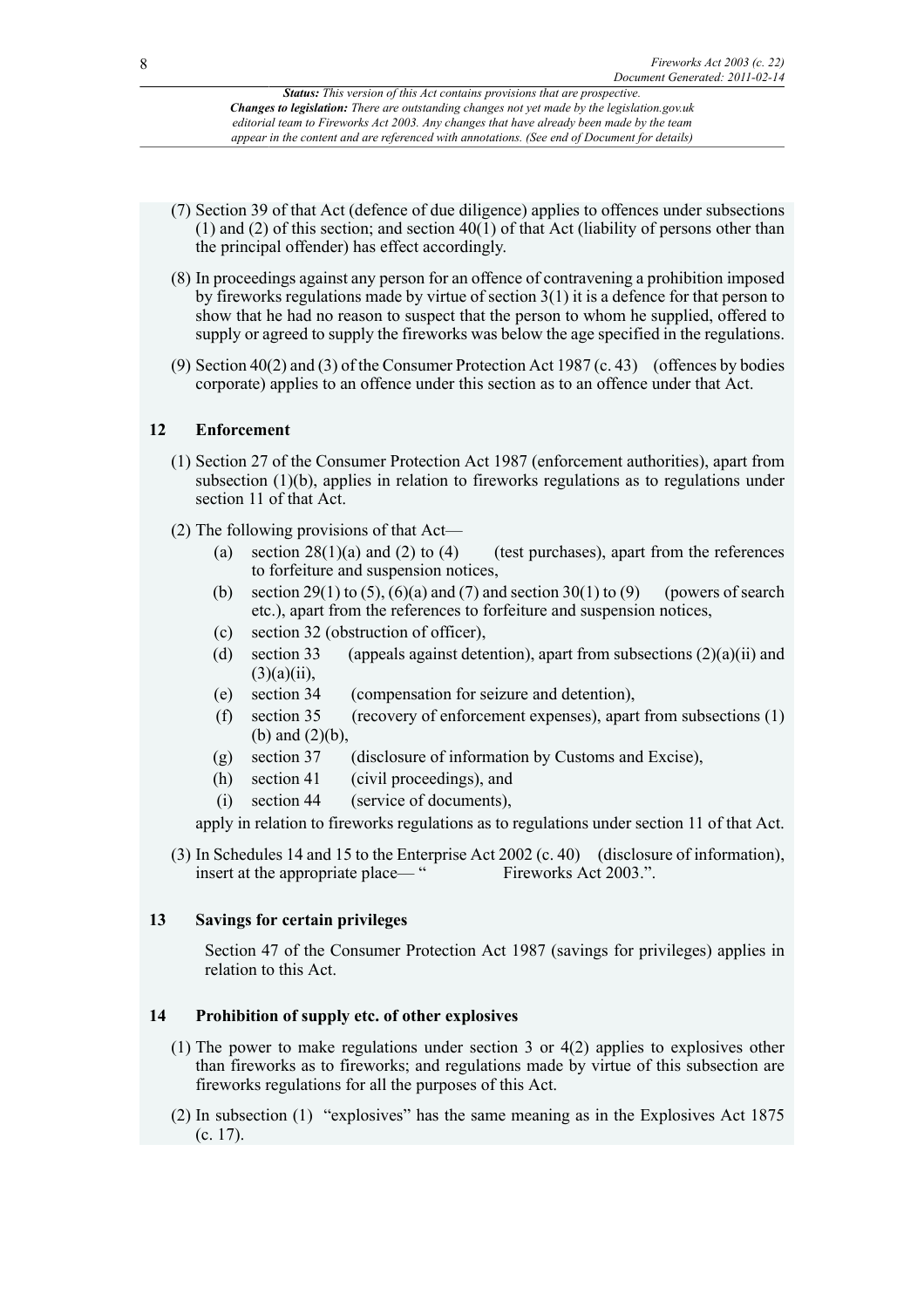(7) Section 39 of that Act (defence of due diligence) applies to offences under subsections (1) and (2) of this section; and section 40(1) of that Act (liability of persons other than the principal offender) has effect accordingly.

(8) In proceedings against any person for an offence of contravening a prohibition imposed by fireworks regulations made by virtue of section 3(1) it is a defence for that person to show that he had no reason to suspect that the person to whom he supplied, offered to supply or agreed to supply the fireworks was below the age specified in the regulations.

(9) Section 40(2) and (3) of the Consumer Protection Act 1987 (c. 43) (offences by bodies corporate) applies to an offence under this section as to an offence under that Act.

### 12 Enforcement

(1) Section 27 of the Consumer Protection Act 1987 (enforcement authorities), apart from subsection (1)(b), applies in relation to fireworks regulations as to regulations under section 11 of that Act.

(2) The following provisions of that Act—

- (a) section 28(1)(a) and (2) to (4) (test purchases), apart from the references to forfeiture and suspension notices,
- (b) section 29(1) to (5), (6)(a) and (7) and section 30(1) to (9) (powers of search etc.), apart from the references to forfeiture and suspension notices,
- (c) section 32 (obstruction of officer),
- (d) section 33 (appeals against detention), apart from subsections (2)(a)(ii) and (3)(a)(ii),
- (e) section 34 (compensation for seizure and detention),
- (f) section 35 (recovery of enforcement expenses), apart from subsections (1)(b) and (2)(b),
- (g) section 37 (disclosure of information by Customs and Excise),
- (h) section 41 (civil proceedings), and
- (i) section 44 (service of documents),

apply in relation to fireworks regulations as to regulations under section 11 of that Act.

(3) In Schedules 14 and 15 to the Enterprise Act 2002 (c. 40) (disclosure of information), insert at the appropriate place— " Fireworks Act 2003.".

### 13 Savings for certain privileges

Section 47 of the Consumer Protection Act 1987 (savings for privileges) applies in relation to this Act.

### 14 Prohibition of supply etc. of other explosives

(1) The power to make regulations under section 3 or 4(2) applies to explosives other than fireworks as to fireworks; and regulations made by virtue of this subsection are fireworks regulations for all the purposes of this Act.

(2) In subsection (1) "explosives" has the same meaning as in the Explosives Act 1875 (c. 17).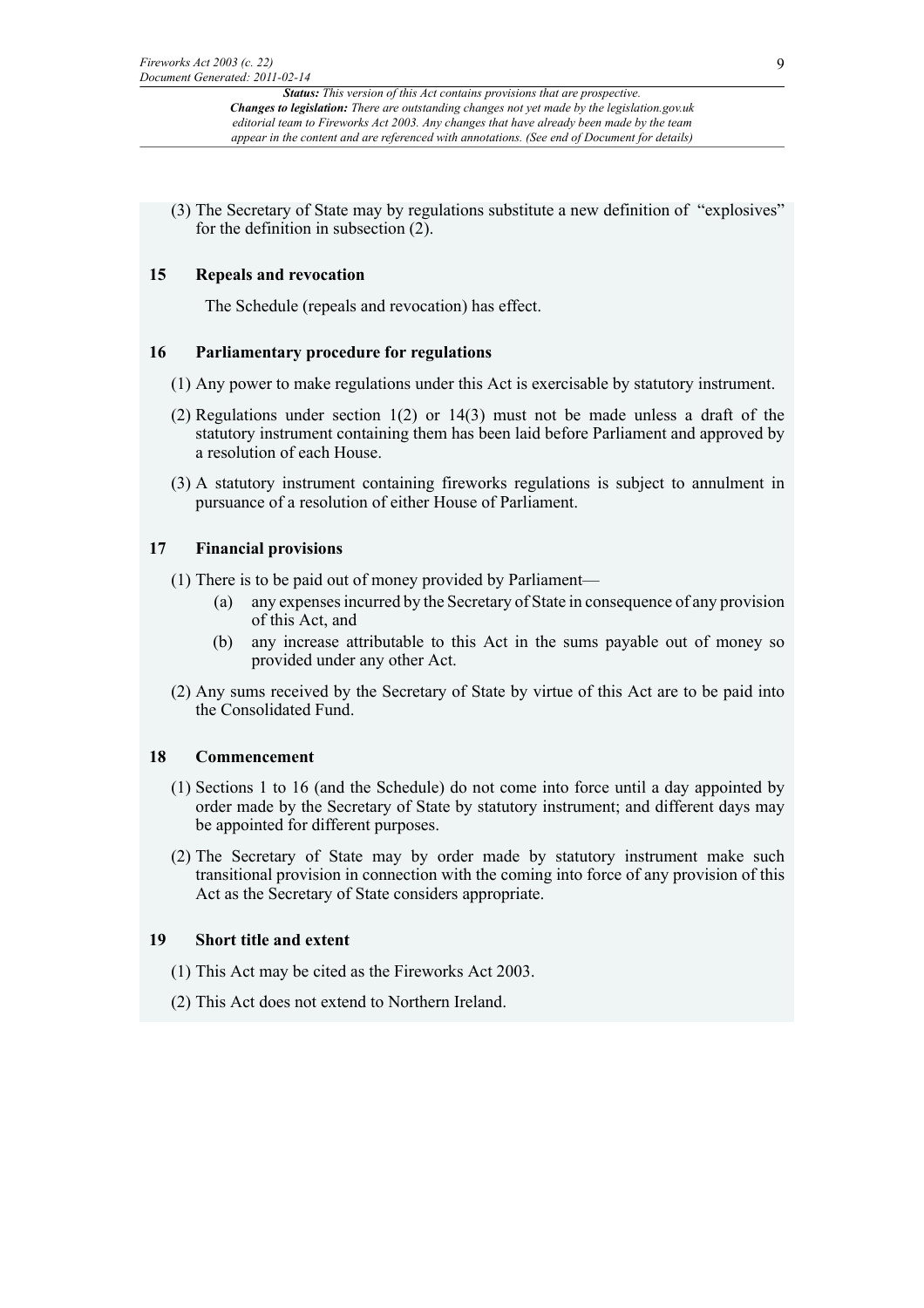(3) The Secretary of State may by regulations substitute a new definition of "explosives" for the definition in subsection (2).

## 15 Repeals and revocation

The Schedule (repeals and revocation) has effect.

## 16 Parliamentary procedure for regulations

(1) Any power to make regulations under this Act is exercisable by statutory instrument.

(2) Regulations under section 1(2) or 14(3) must not be made unless a draft of the statutory instrument containing them has been laid before Parliament and approved by a resolution of each House.

(3) A statutory instrument containing fireworks regulations is subject to annulment in pursuance of a resolution of either House of Parliament.

## 17 Financial provisions

(1) There is to be paid out of money provided by Parliament—

(a) any expenses incurred by the Secretary of State in consequence of any provision of this Act, and

(b) any increase attributable to this Act in the sums payable out of money so provided under any other Act.

(2) Any sums received by the Secretary of State by virtue of this Act are to be paid into the Consolidated Fund.

## 18 Commencement

(1) Sections 1 to 16 (and the Schedule) do not come into force until a day appointed by order made by the Secretary of State by statutory instrument; and different days may be appointed for different purposes.

(2) The Secretary of State may by order made by statutory instrument make such transitional provision in connection with the coming into force of any provision of this Act as the Secretary of State considers appropriate.

## 19 Short title and extent

(1) This Act may be cited as the Fireworks Act 2003.

(2) This Act does not extend to Northern Ireland.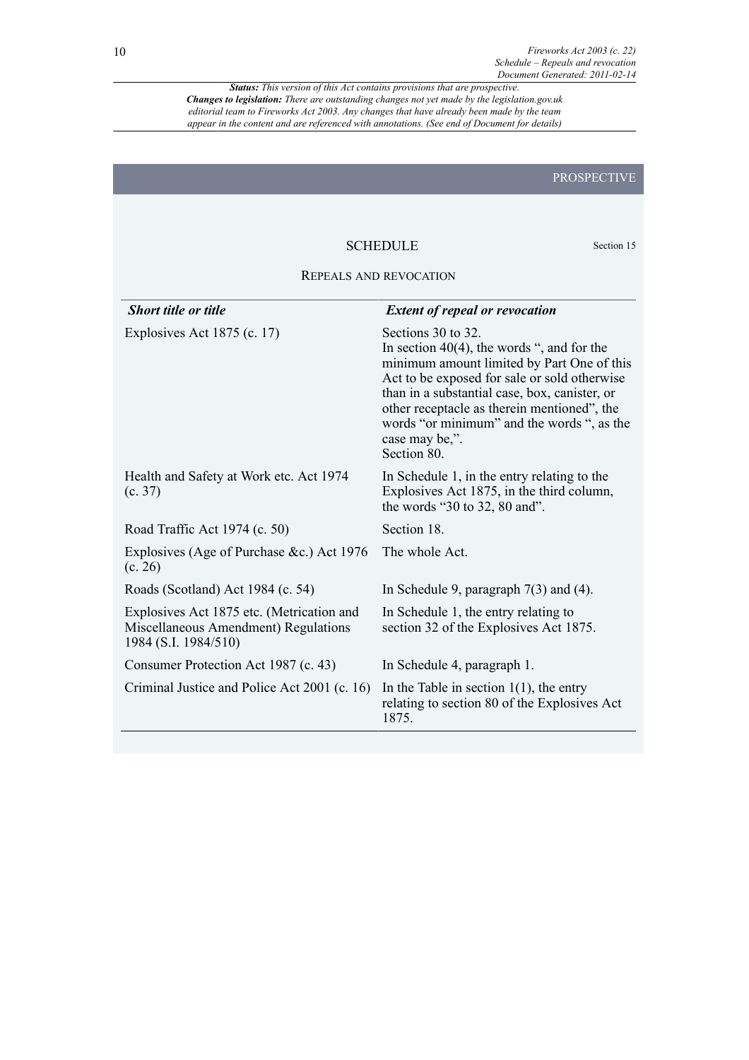*Status: This version of this Act contains provisions that are prospective.*
***Changes to legislation:*** *There are outstanding changes not yet made by the legislation.gov.uk editorial team to Fireworks Act 2003. Any changes that have already been made by the team appear in the content and are referenced with annotations. (See end of Document for details)*

PROSPECTIVE

## SCHEDULE

Section 15

### REPEALS AND REVOCATION

| *Short title or title* | *Extent of repeal or revocation* |
|---|---|
| Explosives Act 1875 (c. 17) | Sections 30 to 32.<br>In section 40(4), the words ", and for the minimum amount limited by Part One of this Act to be exposed for sale or sold otherwise than in a substantial case, box, canister, or other receptacle as therein mentioned", the words "or minimum" and the words ", as the case may be,".<br>Section 80. |
| Health and Safety at Work etc. Act 1974 (c. 37) | In Schedule 1, in the entry relating to the Explosives Act 1875, in the third column, the words "30 to 32, 80 and". |
| Road Traffic Act 1974 (c. 50) | Section 18. |
| Explosives (Age of Purchase &c.) Act 1976 (c. 26) | The whole Act. |
| Roads (Scotland) Act 1984 (c. 54) | In Schedule 9, paragraph 7(3) and (4). |
| Explosives Act 1875 etc. (Metrication and Miscellaneous Amendment) Regulations 1984 (S.I. 1984/510) | In Schedule 1, the entry relating to section 32 of the Explosives Act 1875. |
| Consumer Protection Act 1987 (c. 43) | In Schedule 4, paragraph 1. |
| Criminal Justice and Police Act 2001 (c. 16) | In the Table in section 1(1), the entry relating to section 80 of the Explosives Act 1875. |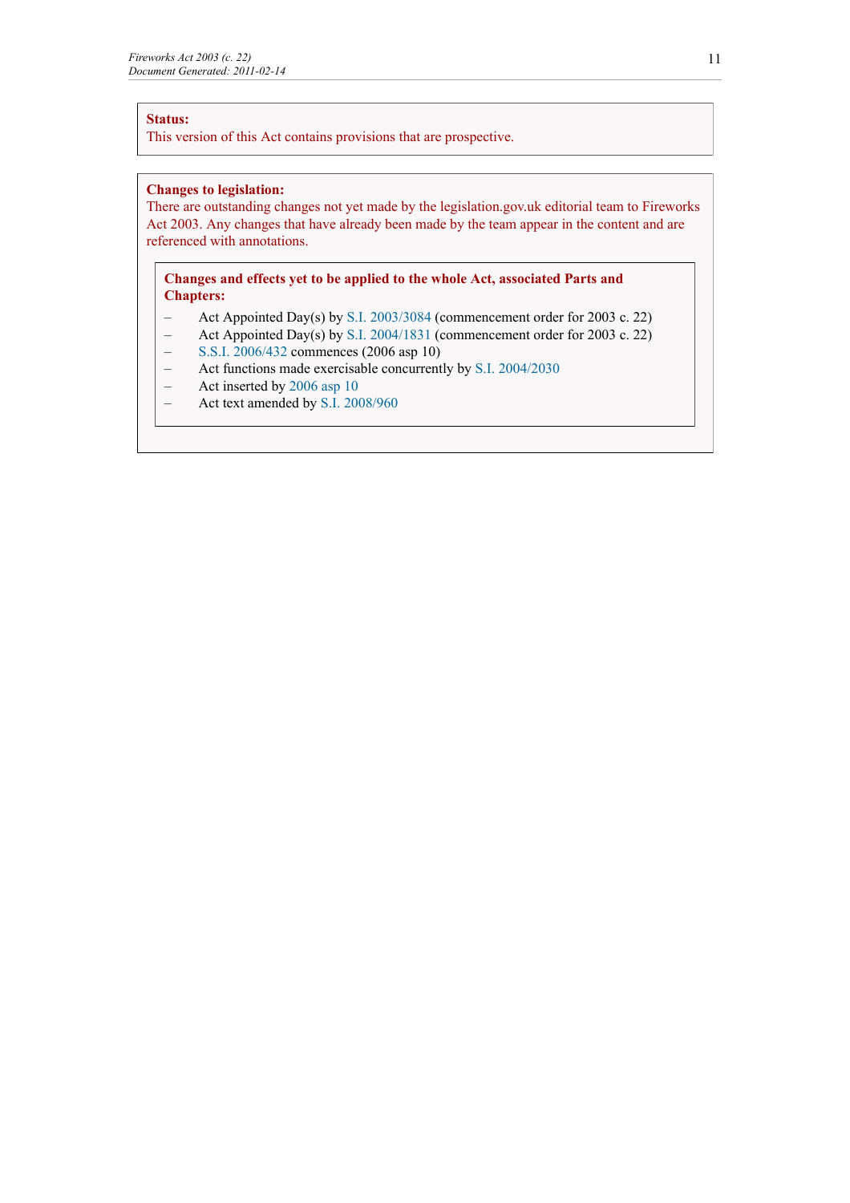**Status:**
This version of this Act contains provisions that are prospective.

**Changes to legislation:**
There are outstanding changes not yet made by the legislation.gov.uk editorial team to Fireworks Act 2003. Any changes that have already been made by the team appear in the content and are referenced with annotations.

**Changes and effects yet to be applied to the whole Act, associated Parts and Chapters:**

– Act Appointed Day(s) by S.I. 2003/3084 (commencement order for 2003 c. 22)
– Act Appointed Day(s) by S.I. 2004/1831 (commencement order for 2003 c. 22)
– S.S.I. 2006/432 commences (2006 asp 10)
– Act functions made exercisable concurrently by S.I. 2004/2030
– Act inserted by 2006 asp 10
– Act text amended by S.I. 2008/960